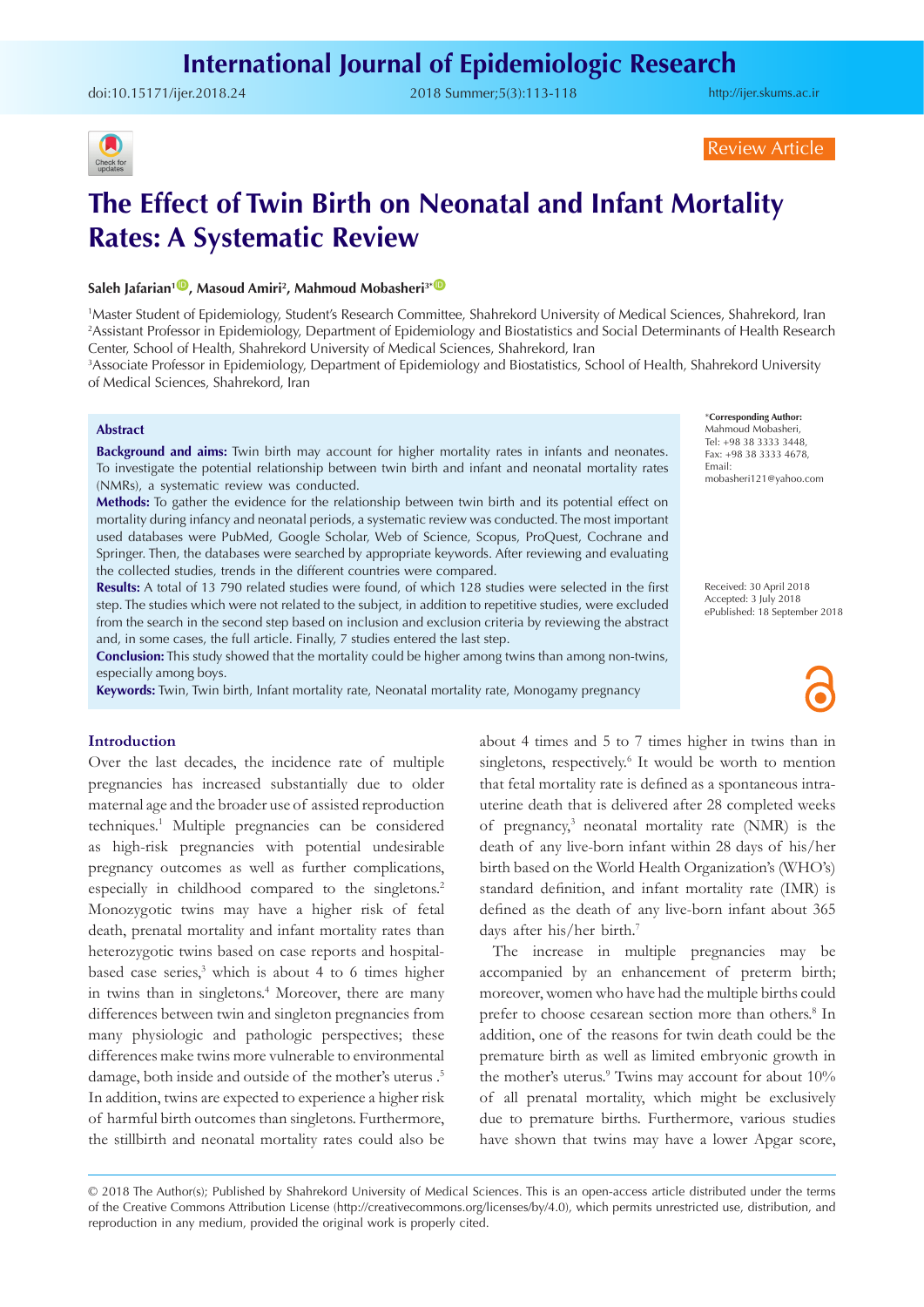Review Article

# The Effect of Twin Birth on Neonatal and Infant Mortality Rates: A Systematic Review

**Saleh Jafarian[1], Masoud Amiri[2], Mahmoud Mobasheri[3*]**

[1]Master Student of Epidemiology, Student's Research Committee, Shahrekord University of Medical Sciences, Shahrekord, Iran
[2]Assistant Professor in Epidemiology, Department of Epidemiology and Biostatistics and Social Determinants of Health Research Center, School of Health, Shahrekord University of Medical Sciences, Shahrekord, Iran
[3]Associate Professor in Epidemiology, Department of Epidemiology and Biostatistics, School of Health, Shahrekord University of Medical Sciences, Shahrekord, Iran

*Corresponding Author: Mahmoud Mobasheri, Tel: +98 38 3333 3448, Fax: +98 38 3333 4678, Email: mobasheri121@yahoo.com

Received: 30 April 2018
Accepted: 3 July 2018
ePublished: 18 September 2018

## Abstract

**Background and aims:** Twin birth may account for higher mortality rates in infants and neonates. To investigate the potential relationship between twin birth and infant and neonatal mortality rates (NMRs), a systematic review was conducted.

**Methods:** To gather the evidence for the relationship between twin birth and its potential effect on mortality during infancy and neonatal periods, a systematic review was conducted. The most important used databases were PubMed, Google Scholar, Web of Science, Scopus, ProQuest, Cochrane and Springer. Then, the databases were searched by appropriate keywords. After reviewing and evaluating the collected studies, trends in the different countries were compared.

**Results:** A total of 13 790 related studies were found, of which 128 studies were selected in the first step. The studies which were not related to the subject, in addition to repetitive studies, were excluded from the search in the second step based on inclusion and exclusion criteria by reviewing the abstract and, in some cases, the full article. Finally, 7 studies entered the last step.

**Conclusion:** This study showed that the mortality could be higher among twins than among non-twins, especially among boys.

**Keywords:** Twin, Twin birth, Infant mortality rate, Neonatal mortality rate, Monogamy pregnancy

## Introduction

Over the last decades, the incidence rate of multiple pregnancies has increased substantially due to older maternal age and the broader use of assisted reproduction techniques.[1] Multiple pregnancies can be considered as high-risk pregnancies with potential undesirable pregnancy outcomes as well as further complications, especially in childhood compared to the singletons.[2] Monozygotic twins may have a higher risk of fetal death, prenatal mortality and infant mortality rates than heterozygotic twins based on case reports and hospital-based case series,[3] which is about 4 to 6 times higher in twins than in singletons.[4] Moreover, there are many differences between twin and singleton pregnancies from many physiologic and pathologic perspectives; these differences make twins more vulnerable to environmental damage, both inside and outside of the mother's uterus .[5] In addition, twins are expected to experience a higher risk of harmful birth outcomes than singletons. Furthermore, the stillbirth and neonatal mortality rates could also be about 4 times and 5 to 7 times higher in twins than in singletons, respectively.[6] It would be worth to mention that fetal mortality rate is defined as a spontaneous intra-uterine death that is delivered after 28 completed weeks of pregnancy,[3] neonatal mortality rate (NMR) is the death of any live-born infant within 28 days of his/her birth based on the World Health Organization's (WHO's) standard definition, and infant mortality rate (IMR) is defined as the death of any live-born infant about 365 days after his/her birth.[7]

The increase in multiple pregnancies may be accompanied by an enhancement of preterm birth; moreover, women who have had the multiple births could prefer to choose cesarean section more than others.[8] In addition, one of the reasons for twin death could be the premature birth as well as limited embryonic growth in the mother's uterus.[9] Twins may account for about 10% of all prenatal mortality, which might be exclusively due to premature births. Furthermore, various studies have shown that twins may have a lower Apgar score,

© 2018 The Author(s); Published by Shahrekord University of Medical Sciences. This is an open-access article distributed under the terms of the Creative Commons Attribution License (http://creativecommons.org/licenses/by/4.0), which permits unrestricted use, distribution, and reproduction in any medium, provided the original work is properly cited.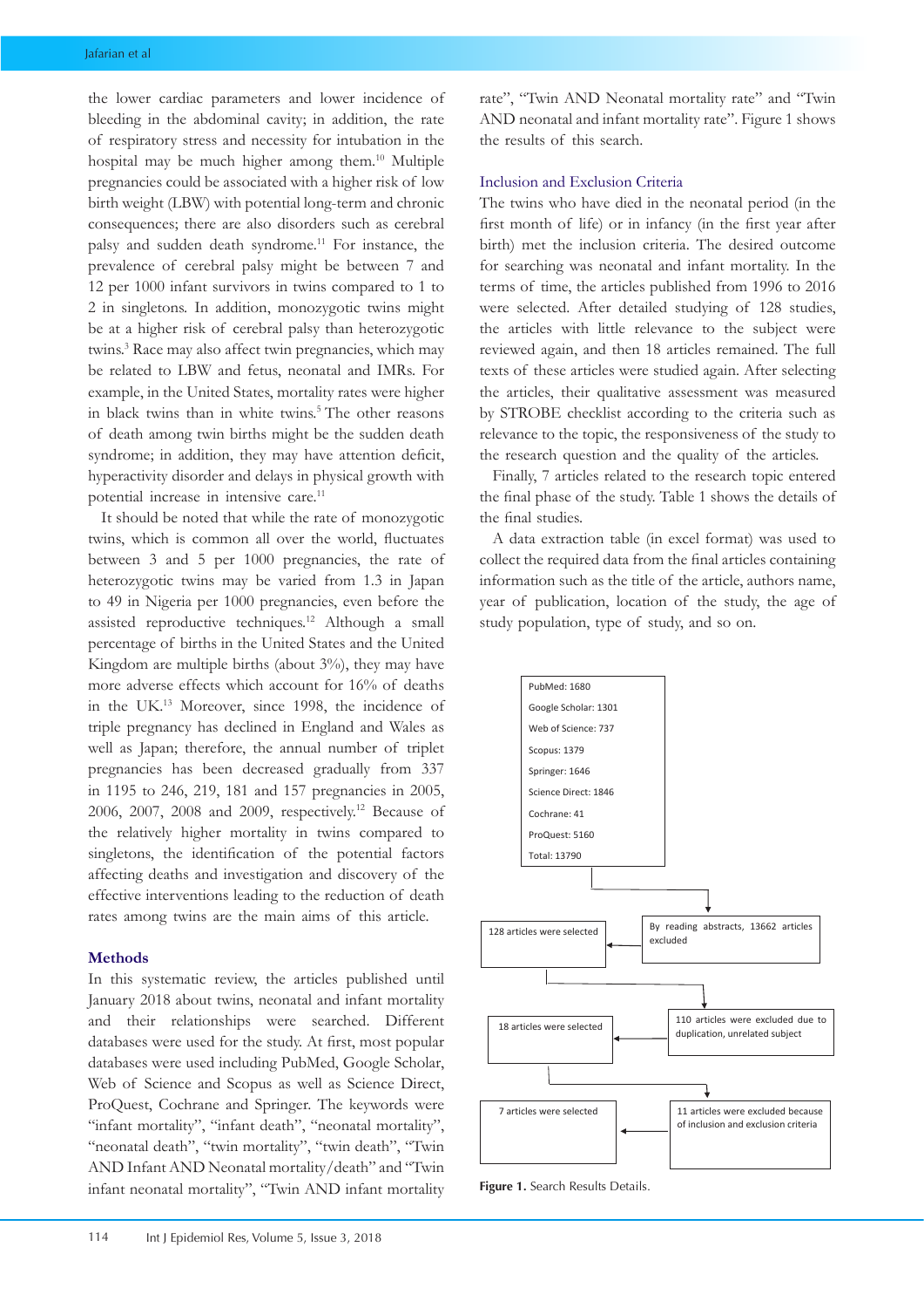the lower cardiac parameters and lower incidence of bleeding in the abdominal cavity; in addition, the rate of respiratory stress and necessity for intubation in the hospital may be much higher among them.[10] Multiple pregnancies could be associated with a higher risk of low birth weight (LBW) with potential long-term and chronic consequences; there are also disorders such as cerebral palsy and sudden death syndrome.[11] For instance, the prevalence of cerebral palsy might be between 7 and 12 per 1000 infant survivors in twins compared to 1 to 2 in singletons. In addition, monozygotic twins might be at a higher risk of cerebral palsy than heterozygotic twins.[3] Race may also affect twin pregnancies, which may be related to LBW and fetus, neonatal and IMRs. For example, in the United States, mortality rates were higher in black twins than in white twins.[5] The other reasons of death among twin births might be the sudden death syndrome; in addition, they may have attention deficit, hyperactivity disorder and delays in physical growth with potential increase in intensive care.[11]

It should be noted that while the rate of monozygotic twins, which is common all over the world, fluctuates between 3 and 5 per 1000 pregnancies, the rate of heterozygotic twins may be varied from 1.3 in Japan to 49 in Nigeria per 1000 pregnancies, even before the assisted reproductive techniques.[12] Although a small percentage of births in the United States and the United Kingdom are multiple births (about 3%), they may have more adverse effects which account for 16% of deaths in the UK.[13] Moreover, since 1998, the incidence of triple pregnancy has declined in England and Wales as well as Japan; therefore, the annual number of triplet pregnancies has been decreased gradually from 337 in 1195 to 246, 219, 181 and 157 pregnancies in 2005, 2006, 2007, 2008 and 2009, respectively.[12] Because of the relatively higher mortality in twins compared to singletons, the identification of the potential factors affecting deaths and investigation and discovery of the effective interventions leading to the reduction of death rates among twins are the main aims of this article.

## Methods

In this systematic review, the articles published until January 2018 about twins, neonatal and infant mortality and their relationships were searched. Different databases were used for the study. At first, most popular databases were used including PubMed, Google Scholar, Web of Science and Scopus as well as Science Direct, ProQuest, Cochrane and Springer. The keywords were "infant mortality", "infant death", "neonatal mortality", "neonatal death", "twin mortality", "twin death", "Twin AND Infant AND Neonatal mortality/death" and "Twin infant neonatal mortality", "Twin AND infant mortality rate", "Twin AND Neonatal mortality rate" and "Twin AND neonatal and infant mortality rate". Figure 1 shows the results of this search.

### Inclusion and Exclusion Criteria

The twins who have died in the neonatal period (in the first month of life) or in infancy (in the first year after birth) met the inclusion criteria. The desired outcome for searching was neonatal and infant mortality. In the terms of time, the articles published from 1996 to 2016 were selected. After detailed studying of 128 studies, the articles with little relevance to the subject were reviewed again, and then 18 articles remained. The full texts of these articles were studied again. After selecting the articles, their qualitative assessment was measured by STROBE checklist according to the criteria such as relevance to the topic, the responsiveness of the study to the research question and the quality of the articles.

Finally, 7 articles related to the research topic entered the final phase of the study. Table 1 shows the details of the final studies.

A data extraction table (in excel format) was used to collect the required data from the final articles containing information such as the title of the article, authors name, year of publication, location of the study, the age of study population, type of study, and so on.

PubMed: 1680
Google Scholar: 1301
Web of Science: 737
Scopus: 1379
Springer: 1646
Science Direct: 1846
Cochrane: 41
ProQuest: 5160
Total: 13790

By reading abstracts, 13662 articles excluded → 128 articles were selected

110 articles were excluded due to duplication, unrelated subject → 18 articles were selected

11 articles were excluded because of inclusion and exclusion criteria → 7 articles were selected

**Figure 1.** Search Results Details.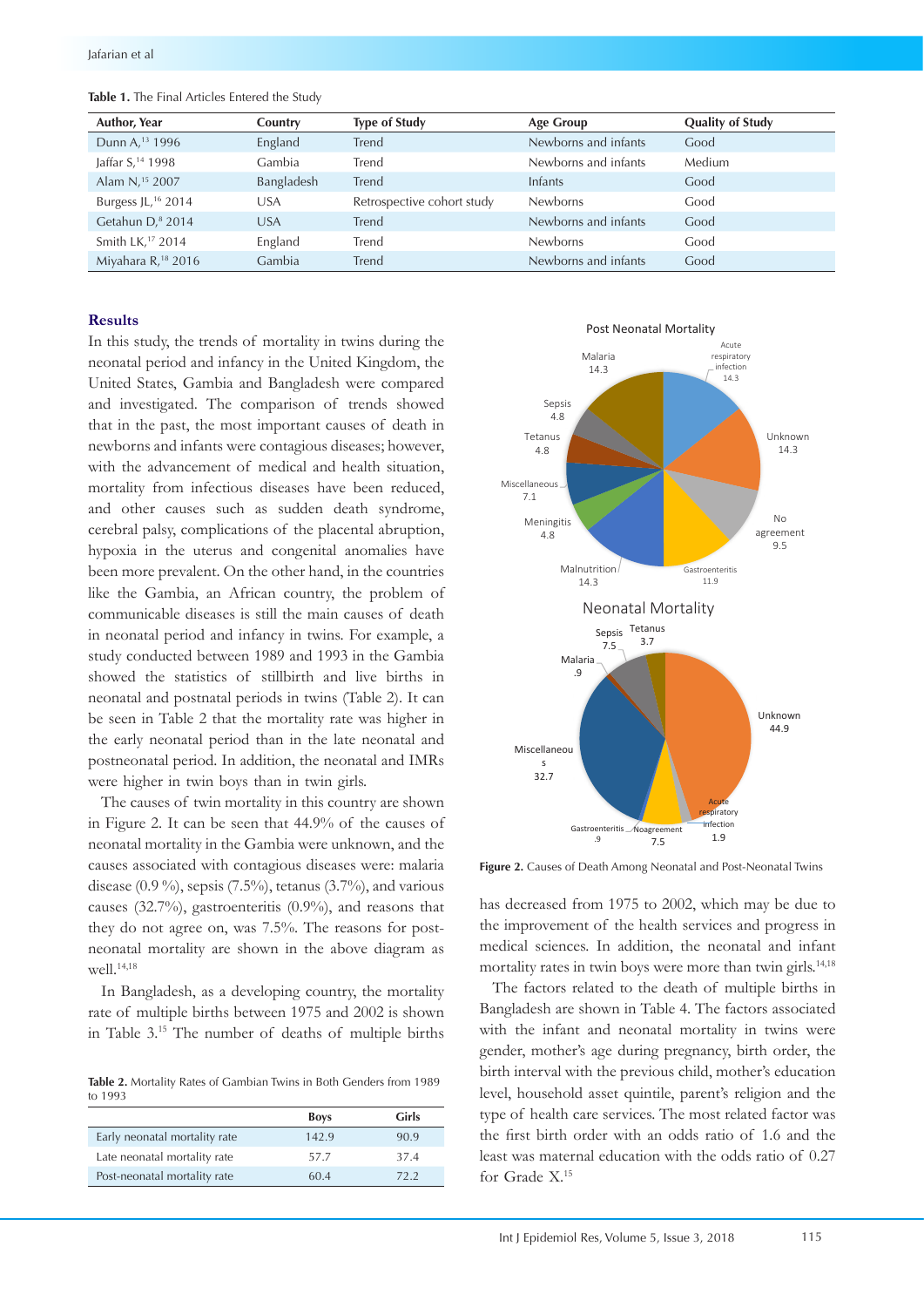**Table 1.** The Final Articles Entered the Study

| Author, Year | Country | Type of Study | Age Group | Quality of Study |
|---|---|---|---|---|
| Dunn A,[13] 1996 | England | Trend | Newborns and infants | Good |
| Jaffar S,[14] 1998 | Gambia | Trend | Newborns and infants | Medium |
| Alam N,[15] 2007 | Bangladesh | Trend | Infants | Good |
| Burgess JL,[16] 2014 | USA | Retrospective cohort study | Newborns | Good |
| Getahun D,[8] 2014 | USA | Trend | Newborns and infants | Good |
| Smith LK,[17] 2014 | England | Trend | Newborns | Good |
| Miyahara R,[18] 2016 | Gambia | Trend | Newborns and infants | Good |

## Results

In this study, the trends of mortality in twins during the neonatal period and infancy in the United Kingdom, the United States, Gambia and Bangladesh were compared and investigated. The comparison of trends showed that in the past, the most important causes of death in newborns and infants were contagious diseases; however, with the advancement of medical and health situation, mortality from infectious diseases have been reduced, and other causes such as sudden death syndrome, cerebral palsy, complications of the placental abruption, hypoxia in the uterus and congenital anomalies have been more prevalent. On the other hand, in the countries like the Gambia, an African country, the problem of communicable diseases is still the main causes of death in neonatal period and infancy in twins. For example, a study conducted between 1989 and 1993 in the Gambia showed the statistics of stillbirth and live births in neonatal and postnatal periods in twins (Table 2). It can be seen in Table 2 that the mortality rate was higher in the early neonatal period than in the late neonatal and postneonatal period. In addition, the neonatal and IMRs were higher in twin boys than in twin girls.

The causes of twin mortality in this country are shown in Figure 2. It can be seen that 44.9% of the causes of neonatal mortality in the Gambia were unknown, and the causes associated with contagious diseases were: malaria disease (0.9 %), sepsis (7.5%), tetanus (3.7%), and various causes (32.7%), gastroenteritis (0.9%), and reasons that they do not agree on, was 7.5%. The reasons for post-neonatal mortality are shown in the above diagram as well.[14,18]

In Bangladesh, as a developing country, the mortality rate of multiple births between 1975 and 2002 is shown in Table 3.[15] The number of deaths of multiple births has decreased from 1975 to 2002, which may be due to the improvement of the health services and progress in medical sciences. In addition, the neonatal and infant mortality rates in twin boys were more than twin girls.[14,18]

The factors related to the death of multiple births in Bangladesh are shown in Table 4. The factors associated with the infant and neonatal mortality in twins were gender, mother's age during pregnancy, birth order, the birth interval with the previous child, mother's education level, household asset quintile, parent's religion and the type of health care services. The most related factor was the first birth order with an odds ratio of 1.6 and the least was maternal education with the odds ratio of 0.27 for Grade X.[15]

**Table 2.** Mortality Rates of Gambian Twins in Both Genders from 1989 to 1993

| | Boys | Girls |
|---|---|---|
| Early neonatal mortality rate | 142.9 | 90.9 |
| Late neonatal mortality rate | 57.7 | 37.4 |
| Post-neonatal mortality rate | 60.4 | 72.2 |

**Figure 2.** Causes of Death Among Neonatal and Post-Neonatal Twins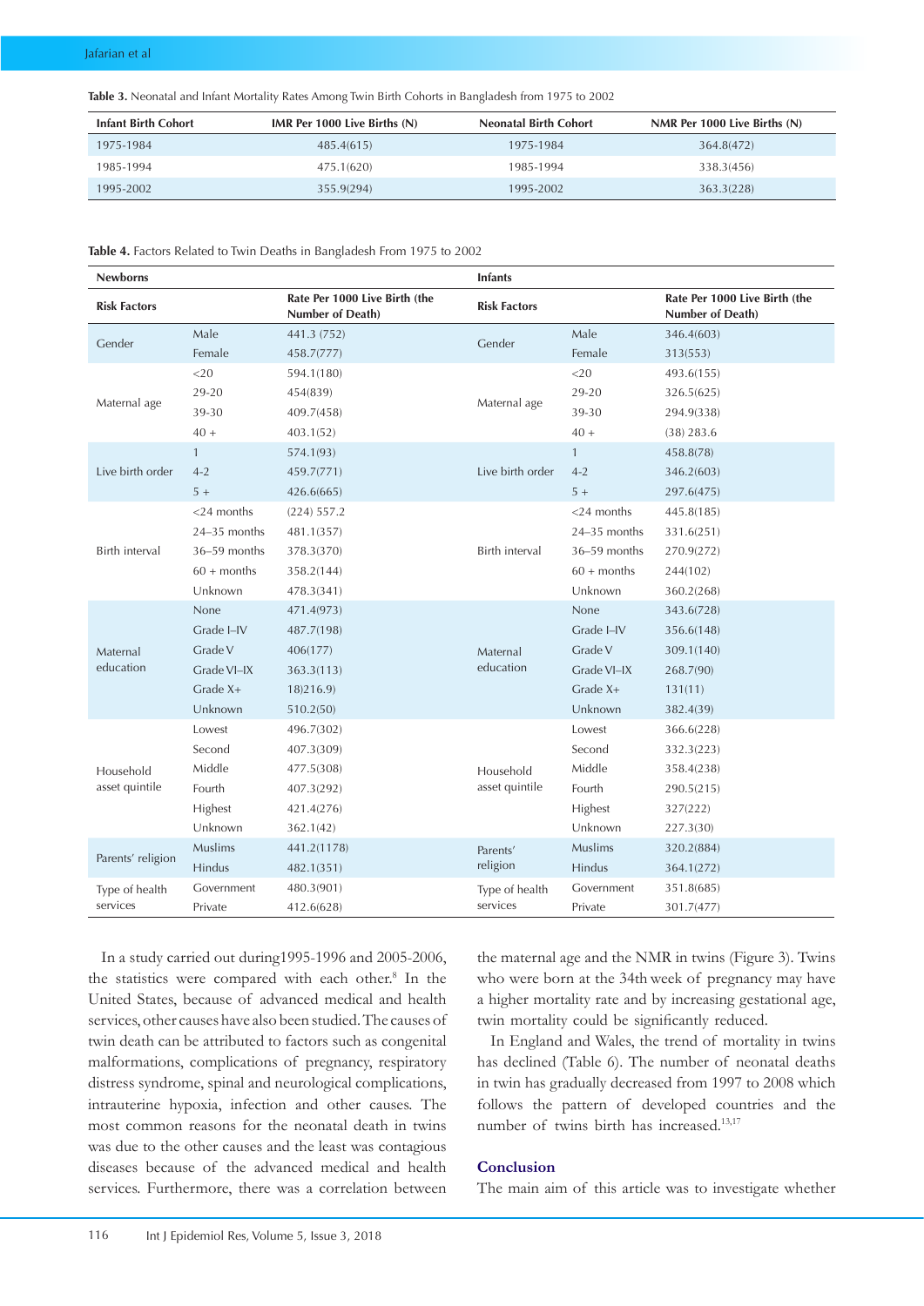**Table 3.** Neonatal and Infant Mortality Rates Among Twin Birth Cohorts in Bangladesh from 1975 to 2002

| Infant Birth Cohort | IMR Per 1000 Live Births (N) | Neonatal Birth Cohort | NMR Per 1000 Live Births (N) |
|---|---|---|---|
| 1975-1984 | 485.4(615) | 1975-1984 | 364.8(472) |
| 1985-1994 | 475.1(620) | 1985-1994 | 338.3(456) |
| 1995-2002 | 355.9(294) | 1995-2002 | 363.3(228) |

**Table 4.** Factors Related to Twin Deaths in Bangladesh From 1975 to 2002

| Newborns | | | Infants | | |
|---|---|---|---|---|---|
| **Risk Factors** | | **Rate Per 1000 Live Birth (the Number of Death)** | **Risk Factors** | | **Rate Per 1000 Live Birth (the Number of Death)** |
| Gender | Male | 441.3 (752) | Gender | Male | 346.4(603) |
| | Female | 458.7(777) | | Female | 313(553) |
| Maternal age | <20 | 594.1(180) | Maternal age | <20 | 493.6(155) |
| | 29-20 | 454(839) | | 29-20 | 326.5(625) |
| | 39-30 | 409.7(458) | | 39-30 | 294.9(338) |
| | 40 + | 403.1(52) | | 40 + | (38) 283.6 |
| Live birth order | 1 | 574.1(93) | Live birth order | 1 | 458.8(78) |
| | 4-2 | 459.7(771) | | 4-2 | 346.2(603) |
| | 5 + | 426.6(665) | | 5 + | 297.6(475) |
| Birth interval | <24 months | (224) 557.2 | Birth interval | <24 months | 445.8(185) |
| | 24–35 months | 481.1(357) | | 24–35 months | 331.6(251) |
| | 36–59 months | 378.3(370) | | 36–59 months | 270.9(272) |
| | 60 + months | 358.2(144) | | 60 + months | 244(102) |
| | Unknown | 478.3(341) | | Unknown | 360.2(268) |
| Maternal education | None | 471.4(973) | Maternal education | None | 343.6(728) |
| | Grade I–IV | 487.7(198) | | Grade I–IV | 356.6(148) |
| | Grade V | 406(177) | | Grade V | 309.1(140) |
| | Grade VI–IX | 363.3(113) | | Grade VI–IX | 268.7(90) |
| | Grade X+ | 18)216.9) | | Grade X+ | 131(11) |
| | Unknown | 510.2(50) | | Unknown | 382.4(39) |
| Household asset quintile | Lowest | 496.7(302) | Household asset quintile | Lowest | 366.6(228) |
| | Second | 407.3(309) | | Second | 332.3(223) |
| | Middle | 477.5(308) | | Middle | 358.4(238) |
| | Fourth | 407.3(292) | | Fourth | 290.5(215) |
| | Highest | 421.4(276) | | Highest | 327(222) |
| | Unknown | 362.1(42) | | Unknown | 227.3(30) |
| Parents' religion | Muslims | 441.2(1178) | Parents' religion | Muslims | 320.2(884) |
| | Hindus | 482.1(351) | | Hindus | 364.1(272) |
| Type of health services | Government | 480.3(901) | Type of health services | Government | 351.8(685) |
| | Private | 412.6(628) | | Private | 301.7(477) |

In a study carried out during1995-1996 and 2005-2006, the statistics were compared with each other.[8] In the United States, because of advanced medical and health services, other causes have also been studied. The causes of twin death can be attributed to factors such as congenital malformations, complications of pregnancy, respiratory distress syndrome, spinal and neurological complications, intrauterine hypoxia, infection and other causes. The most common reasons for the neonatal death in twins was due to the other causes and the least was contagious diseases because of the advanced medical and health services. Furthermore, there was a correlation between the maternal age and the NMR in twins (Figure 3). Twins who were born at the 34th week of pregnancy may have a higher mortality rate and by increasing gestational age, twin mortality could be significantly reduced.

In England and Wales, the trend of mortality in twins has declined (Table 6). The number of neonatal deaths in twin has gradually decreased from 1997 to 2008 which follows the pattern of developed countries and the number of twins birth has increased.[13,17]

## Conclusion

The main aim of this article was to investigate whether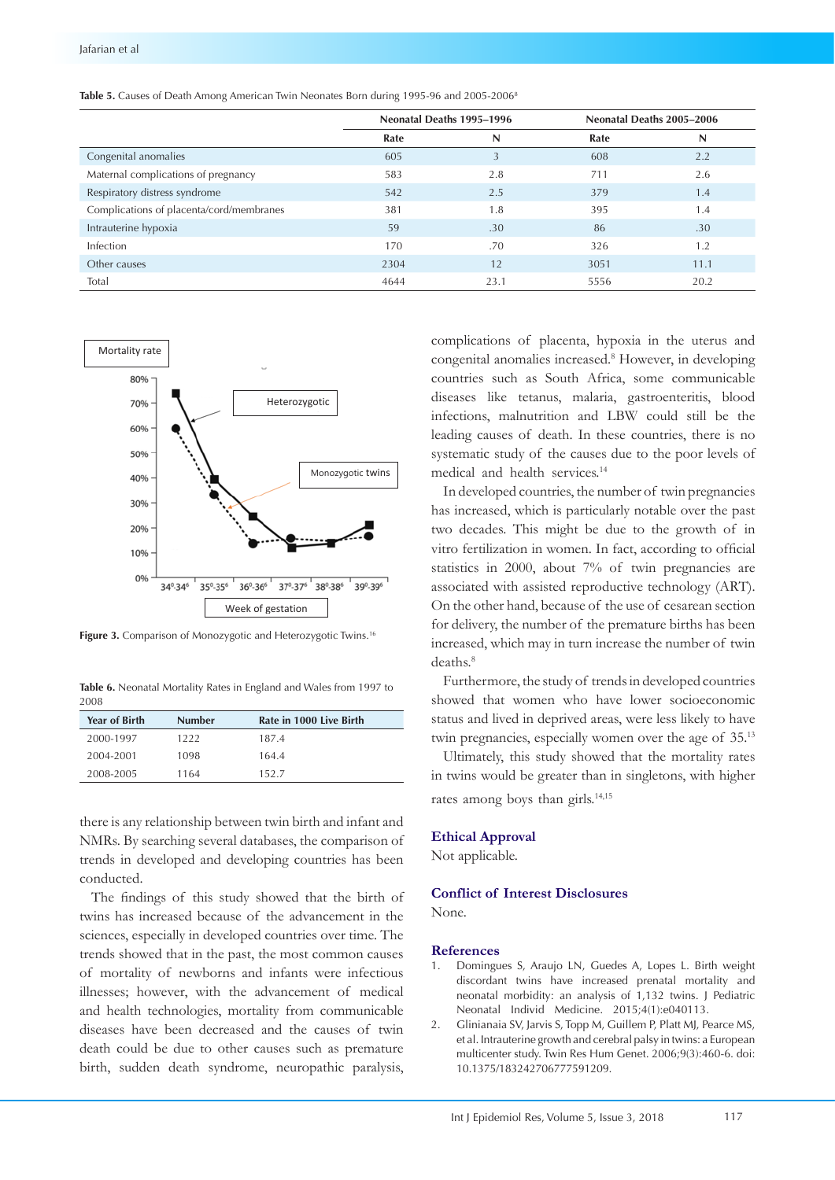**Table 5.** Causes of Death Among American Twin Neonates Born during 1995-96 and 2005-2006[8]

| | Neonatal Deaths 1995–1996 | | Neonatal Deaths 2005–2006 | |
|---|---|---|---|---|
| | Rate | N | Rate | N |
| Congenital anomalies | 605 | 3 | 608 | 2.2 |
| Maternal complications of pregnancy | 583 | 2.8 | 711 | 2.6 |
| Respiratory distress syndrome | 542 | 2.5 | 379 | 1.4 |
| Complications of placenta/cord/membranes | 381 | 1.8 | 395 | 1.4 |
| Intrauterine hypoxia | 59 | .30 | 86 | .30 |
| Infection | 170 | .70 | 326 | 1.2 |
| Other causes | 2304 | 12 | 3051 | 11.1 |
| Total | 4644 | 23.1 | 5556 | 20.2 |

**Figure 3.** Comparison of Monozygotic and Heterozygotic Twins.[16]

**Table 6.** Neonatal Mortality Rates in England and Wales from 1997 to 2008

| Year of Birth | Number | Rate in 1000 Live Birth |
|---|---|---|
| 2000-1997 | 1222 | 187.4 |
| 2004-2001 | 1098 | 164.4 |
| 2008-2005 | 1164 | 152.7 |

there is any relationship between twin birth and infant and NMRs. By searching several databases, the comparison of trends in developed and developing countries has been conducted.

The findings of this study showed that the birth of twins has increased because of the advancement in the sciences, especially in developed countries over time. The trends showed that in the past, the most common causes of mortality of newborns and infants were infectious illnesses; however, with the advancement of medical and health technologies, mortality from communicable diseases have been decreased and the causes of twin death could be due to other causes such as premature birth, sudden death syndrome, neuropathic paralysis, complications of placenta, hypoxia in the uterus and congenital anomalies increased.[8] However, in developing countries such as South Africa, some communicable diseases like tetanus, malaria, gastroenteritis, blood infections, malnutrition and LBW could still be the leading causes of death. In these countries, there is no systematic study of the causes due to the poor levels of medical and health services.[14]

In developed countries, the number of twin pregnancies has increased, which is particularly notable over the past two decades. This might be due to the growth of in vitro fertilization in women. In fact, according to official statistics in 2000, about 7% of twin pregnancies are associated with assisted reproductive technology (ART). On the other hand, because of the use of cesarean section for delivery, the number of the premature births has been increased, which may in turn increase the number of twin deaths.[8]

Furthermore, the study of trends in developed countries showed that women who have lower socioeconomic status and lived in deprived areas, were less likely to have twin pregnancies, especially women over the age of 35.[13]

Ultimately, this study showed that the mortality rates in twins would be greater than in singletons, with higher rates among boys than girls.[14,15]

## Ethical Approval

Not applicable.

## Conflict of Interest Disclosures

None.

## References

1. Domingues S, Araujo LN, Guedes A, Lopes L. Birth weight discordant twins have increased prenatal mortality and neonatal morbidity: an analysis of 1,132 twins. J Pediatric Neonatal Individ Medicine. 2015;4(1):e040113.
2. Glinianaia SV, Jarvis S, Topp M, Guillem P, Platt MJ, Pearce MS, et al. Intrauterine growth and cerebral palsy in twins: a European multicenter study. Twin Res Hum Genet. 2006;9(3):460-6. doi: 10.1375/183242706777591209.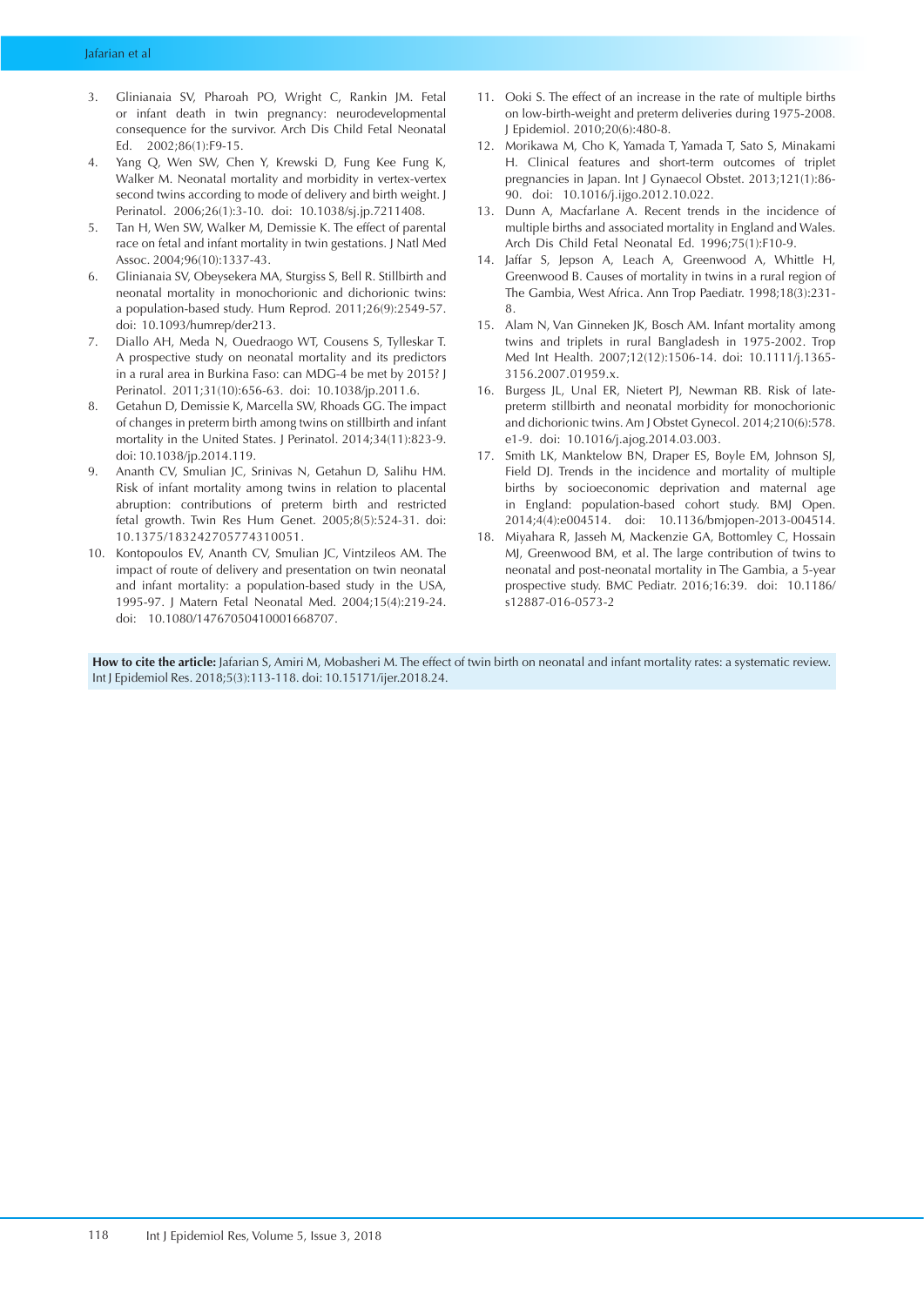3. Glinianaia SV, Pharoah PO, Wright C, Rankin JM. Fetal or infant death in twin pregnancy: neurodevelopmental consequence for the survivor. Arch Dis Child Fetal Neonatal Ed. 2002;86(1):F9-15.
4. Yang Q, Wen SW, Chen Y, Krewski D, Fung Kee Fung K, Walker M. Neonatal mortality and morbidity in vertex-vertex second twins according to mode of delivery and birth weight. J Perinatol. 2006;26(1):3-10. doi: 10.1038/sj.jp.7211408.
5. Tan H, Wen SW, Walker M, Demissie K. The effect of parental race on fetal and infant mortality in twin gestations. J Natl Med Assoc. 2004;96(10):1337-43.
6. Glinianaia SV, Obeysekera MA, Sturgiss S, Bell R. Stillbirth and neonatal mortality in monochorionic and dichorionic twins: a population-based study. Hum Reprod. 2011;26(9):2549-57. doi: 10.1093/humrep/der213.
7. Diallo AH, Meda N, Ouedraogo WT, Cousens S, Tylleskar T. A prospective study on neonatal mortality and its predictors in a rural area in Burkina Faso: can MDG-4 be met by 2015? J Perinatol. 2011;31(10):656-63. doi: 10.1038/jp.2011.6.
8. Getahun D, Demissie K, Marcella SW, Rhoads GG. The impact of changes in preterm birth among twins on stillbirth and infant mortality in the United States. J Perinatol. 2014;34(11):823-9. doi: 10.1038/jp.2014.119.
9. Ananth CV, Smulian JC, Srinivas N, Getahun D, Salihu HM. Risk of infant mortality among twins in relation to placental abruption: contributions of preterm birth and restricted fetal growth. Twin Res Hum Genet. 2005;8(5):524-31. doi: 10.1375/183242705774310051.
10. Kontopoulos EV, Ananth CV, Smulian JC, Vintzileos AM. The impact of route of delivery and presentation on twin neonatal and infant mortality: a population-based study in the USA, 1995-97. J Matern Fetal Neonatal Med. 2004;15(4):219-24. doi: 10.1080/14767050410001668707.
11. Ooki S. The effect of an increase in the rate of multiple births on low-birth-weight and preterm deliveries during 1975-2008. J Epidemiol. 2010;20(6):480-8.
12. Morikawa M, Cho K, Yamada T, Yamada T, Sato S, Minakami H. Clinical features and short-term outcomes of triplet pregnancies in Japan. Int J Gynaecol Obstet. 2013;121(1):86-90. doi: 10.1016/j.ijgo.2012.10.022.
13. Dunn A, Macfarlane A. Recent trends in the incidence of multiple births and associated mortality in England and Wales. Arch Dis Child Fetal Neonatal Ed. 1996;75(1):F10-9.
14. Jaffar S, Jepson A, Leach A, Greenwood A, Whittle H, Greenwood B. Causes of mortality in twins in a rural region of The Gambia, West Africa. Ann Trop Paediatr. 1998;18(3):231-8.
15. Alam N, Van Ginneken JK, Bosch AM. Infant mortality among twins and triplets in rural Bangladesh in 1975-2002. Trop Med Int Health. 2007;12(12):1506-14. doi: 10.1111/j.1365-3156.2007.01959.x.
16. Burgess JL, Unal ER, Nietert PJ, Newman RB. Risk of late-preterm stillbirth and neonatal morbidity for monochorionic and dichorionic twins. Am J Obstet Gynecol. 2014;210(6):578.e1-9. doi: 10.1016/j.ajog.2014.03.003.
17. Smith LK, Manktelow BN, Draper ES, Boyle EM, Johnson SJ, Field DJ. Trends in the incidence and mortality of multiple births by socioeconomic deprivation and maternal age in England: population-based cohort study. BMJ Open. 2014;4(4):e004514. doi: 10.1136/bmjopen-2013-004514.
18. Miyahara R, Jasseh M, Mackenzie GA, Bottomley C, Hossain MJ, Greenwood BM, et al. The large contribution of twins to neonatal and post-neonatal mortality in The Gambia, a 5-year prospective study. BMC Pediatr. 2016;16:39. doi: 10.1186/s12887-016-0573-2

**How to cite the article:** Jafarian S, Amiri M, Mobasheri M. The effect of twin birth on neonatal and infant mortality rates: a systematic review. Int J Epidemiol Res. 2018;5(3):113-118. doi: 10.15171/ijer.2018.24.